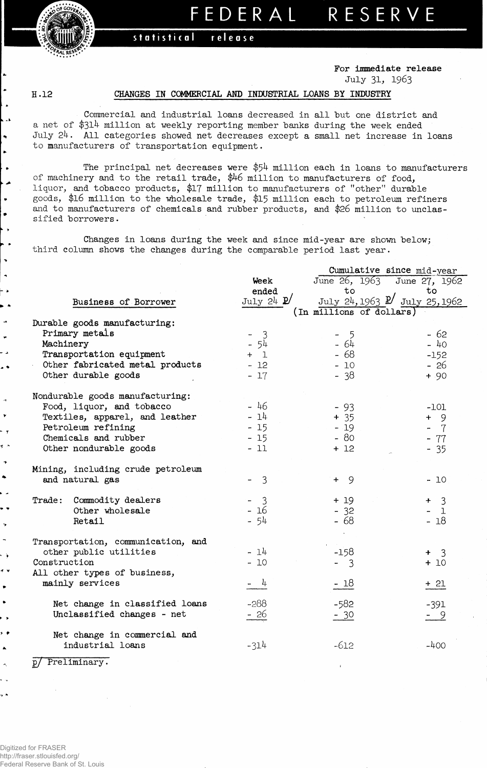# FEDERAL RESERVE

statistical release

For immediate release
July 31, 1963

H.12

## CHANGES IN COMMERCIAL AND INDUSTRIAL LOANS BY INDUSTRY

Commercial and industrial loans decreased in all but one district and a net of $314 million at weekly reporting member banks during the week ended July 24. All categories showed net decreases except a small net increase in loans to manufacturers of transportation equipment.

The principal net decreases were $54 million each in loans to manufacturers of machinery and to the retail trade, $46 million to manufacturers of food, liquor, and tobacco products, $17 million to manufacturers of "other" durable goods, $16 million to the wholesale trade, $15 million each to petroleum refiners and to manufacturers of chemicals and rubber products, and $26 million to unclassified borrowers.

Changes in loans during the week and since mid-year are shown below; third column shows the changes during the comparable period last year.

| Business of Borrower | Week ended July 24 p/ | Cumulative since mid-year: June 26, 1963 to July 24, 1963 p/ | Cumulative since mid-year: June 27, 1962 to July 25, 1962 |
|---|---|---|---|
| | (In millions of dollars) | | |
| **Durable goods manufacturing:** | | | |
| Primary metals | - 3 | - 5 | - 62 |
| Machinery | - 54 | - 64 | - 40 |
| Transportation equipment | + 1 | - 68 | -152 |
| Other fabricated metal products | - 12 | - 10 | - 26 |
| Other durable goods | - 17 | - 38 | + 90 |
| **Nondurable goods manufacturing:** | | | |
| Food, liquor, and tobacco | - 46 | - 93 | -101 |
| Textiles, apparel, and leather | - 14 | + 35 | + 9 |
| Petroleum refining | - 15 | - 19 | - 7 |
| Chemicals and rubber | - 15 | - 80 | - 77 |
| Other nondurable goods | - 11 | + 12 | - 35 |
| Mining, including crude petroleum and natural gas | - 3 | + 9 | - 10 |
| Trade: Commodity dealers | - 3 | + 19 | + 3 |
| Other wholesale | - 16 | - 32 | - 1 |
| Retail | - 54 | - 68 | - 18 |
| Transportation, communication, and other public utilities | - 14 | -158 | + 3 |
| Construction | - 10 | - 3 | + 10 |
| All other types of business, mainly services | - 4 | - 18 | + 21 |
| Net change in classified loans | -288 | -582 | -391 |
| Unclassified changes - net | - 26 | - 30 | - 9 |
| Net change in commercial and industrial loans | -314 | -612 | -400 |

p/ Preliminary.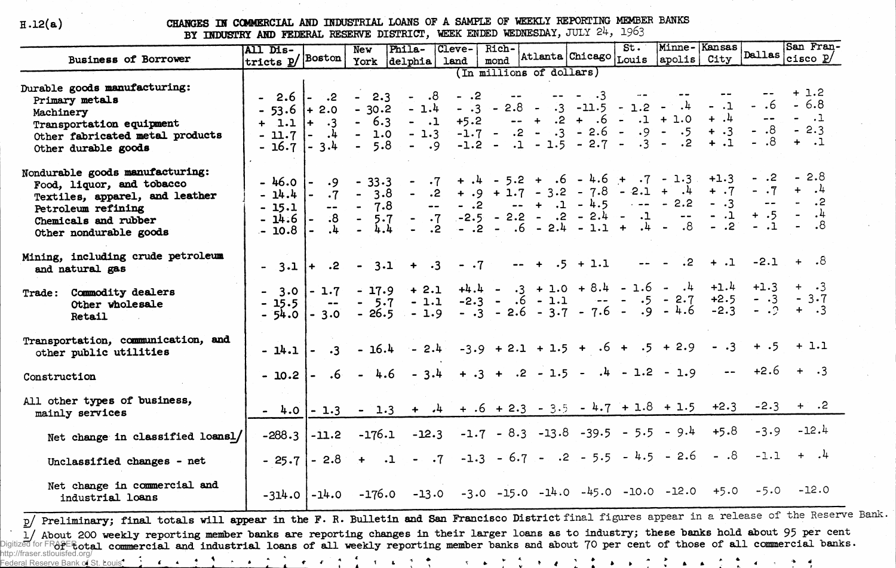H.12(a)

**CHANGES IN COMMERCIAL AND INDUSTRIAL LOANS OF A SAMPLE OF WEEKLY REPORTING MEMBER BANKS BY INDUSTRY AND FEDERAL RESERVE DISTRICT, WEEK ENDED WEDNESDAY, JULY 24, 1963**

| Business of Borrower | All Districts p/ | Boston | New York | Philadelphia | Cleveland | Richmond | Atlanta | Chicago | St. Louis | Minneapolis | Kansas City | Dallas | San Francisco p/ |
|---|---|---|---|---|---|---|---|---|---|---|---|---|---|
| | (In millions of dollars) | | | | | | | | | | | | |
| **Durable goods manufacturing:** | | | | | | | | | | | | | |
| Primary metals | - 2.6 | - .2 | - 2.3 | - .8 | - .2 | -- | -- | - .3 | -- | -- | -- | -- | + 1.2 |
| Machinery | - 53.6 | + 2.0 | - 30.2 | - 1.4 | - .3 | - 2.8 | - .3 | -11.5 | - 1.2 | - .4 | - .1 | - .6 | - 6.8 |
| Transportation equipment | + 1.1 | + .3 | - 6.3 | - .1 | +5.2 | -- | + .2 | + .6 | - .1 | + 1.0 | + .4 | -- | - .1 |
| Other fabricated metal products | - 11.7 | - .4 | - 1.0 | - 1.3 | -1.7 | - .2 | - .3 | - 2.6 | - .9 | - .5 | + .3 | - .8 | - 2.3 |
| Other durable goods | - 16.7 | - 3.4 | - 5.8 | - .9 | -1.2 | - .1 | - 1.5 | - 2.7 | - .3 | - .2 | + .1 | - .8 | + .1 |
| **Nondurable goods manufacturing:** | | | | | | | | | | | | | |
| Food, liquor, and tobacco | - 46.0 | - .9 | - 33.3 | - .7 | + .4 | - 5.2 | + .6 | - 4.6 | + .7 | - 1.3 | +1.3 | - .2 | - 2.8 |
| Textiles, apparel, and leather | - 14.4 | - .7 | - 3.8 | - .2 | + .9 | + 1.7 | - 3.2 | - 7.8 | - 2.1 | + .4 | + .7 | - .7 | + .4 |
| Petroleum refining | - 15.1 | -- | - 7.8 | -- | - .2 | -- | + .1 | - 4.5 | -- | - 2.2 | - .3 | -- | - .2 |
| Chemicals and rubber | - 14.6 | - .8 | - 5.7 | - .7 | -2.5 | - 2.2 | - .2 | - 2.4 | - .1 | -- | - .1 | + .5 | - .4 |
| Other nondurable goods | - 10.8 | - .4 | - 4.4 | - .2 | - .2 | - .6 | - 2.4 | - 1.1 | + .4 | - .8 | - .2 | - .1 | - .8 |
| Mining, including crude petroleum and natural gas | - 3.1 | + .2 | - 3.1 | + .3 | - .7 | -- | + .5 | + 1.1 | -- | - .2 | + .1 | -2.1 | + .8 |
| Trade: Commodity dealers | - 3.0 | - 1.7 | - 17.9 | + 2.1 | +4.4 | - .3 | + 1.0 | + 8.4 | - 1.6 | - .4 | +1.4 | +1.3 | + .3 |
| Other wholesale | - 15.5 | -- | - 5.7 | - 1.1 | -2.3 | - .6 | - 1.1 | -- | - .5 | - 2.7 | +2.5 | - .3 | - 3.7 |
| Retail | - 54.0 | - 3.0 | - 26.5 | - 1.9 | - .3 | - 2.6 | - 3.7 | - 7.6 | - .9 | - 4.6 | -2.3 | - .9 | + .3 |
| Transportation, communication, and other public utilities | - 14.1 | - .3 | - 16.4 | - 2.4 | -3.9 | + 2.1 | + 1.5 | + .6 | + .5 | + 2.9 | - .3 | + .5 | + 1.1 |
| Construction | - 10.2 | - .6 | - 4.6 | - 3.4 | + .3 | + .2 | - 1.5 | - .4 | - 1.2 | - 1.9 | -- | +2.6 | + .3 |
| All other types of business, mainly services | - 4.0 | - 1.3 | - 1.3 | + .4 | + .6 | + 2.3 | - 3.5 | - 4.7 | + 1.8 | + 1.5 | +2.3 | -2.3 | + .2 |
| Net change in classified loans 1/ | -288.3 | -11.2 | -176.1 | -12.3 | -1.7 | - 8.3 | -13.8 | -39.5 | - 5.5 | - 9.4 | +5.8 | -3.9 | -12.4 |
| Unclassified changes - net | - 25.7 | - 2.8 | + .1 | - .7 | -1.3 | - 6.7 | - .2 | - 5.5 | - 4.5 | - 2.6 | - .8 | -1.1 | + .4 |
| Net change in commercial and industrial loans | -314.0 | -14.0 | -176.0 | -13.0 | -3.0 | -15.0 | -14.0 | -45.0 | -10.0 | -12.0 | +5.0 | -5.0 | -12.0 |

p/ Preliminary; final totals will appear in the F. R. Bulletin and San Francisco District final figures appear in a release of the Reserve Bank.

1/ About 200 weekly reporting member banks are reporting changes in their larger loans as to industry; these banks hold about 95 per cent of total commercial and industrial loans of all weekly reporting member banks and about 70 per cent of those of all commercial banks.